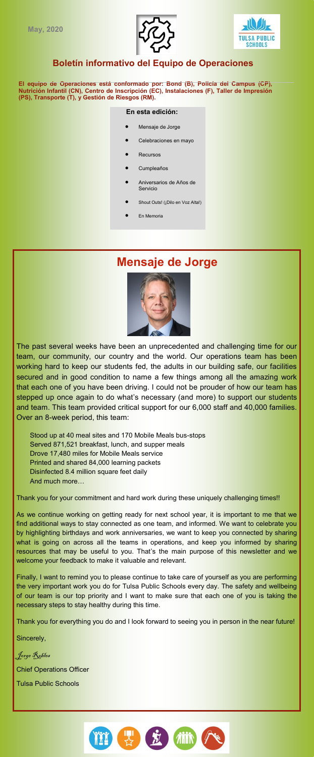May, 2020

## Boletín informativo del Equipo de Operaciones

**El equipo de Operaciones está conformado por: Bond (B), Policía del Campus (CP), Nutrición Infantil (CN), Centro de Inscripción (EC), Instalaciones (F), Taller de Impresión (PS), Transporte (T), y Gestión de Riesgos (RM).**

**En esta edición:**

- Mensaje de Jorge
- Celebraciones en mayo
- Recursos
- Cumpleaños
- Aniversarios de Años de Servicio
- Shout Outs! (¡Dilo en Voz Alta!)
- En Memoria

# Mensaje de Jorge

The past several weeks have been an unprecedented and challenging time for our team, our community, our country and the world. Our operations team has been working hard to keep our students fed, the adults in our building safe, our facilities secured and in good condition to name a few things among all the amazing work that each one of you have been driving. I could not be prouder of how our team has stepped up once again to do what's necessary (and more) to support our students and team. This team provided critical support for our 6,000 staff and 40,000 families. Over an 8-week period, this team:

Stood up at 40 meal sites and 170 Mobile Meals bus-stops
Served 871,521 breakfast, lunch, and supper meals
Drove 17,480 miles for Mobile Meals service
Printed and shared 84,000 learning packets
Disinfected 8.4 million square feet daily
And much more…

Thank you for your commitment and hard work during these uniquely challenging times!!

As we continue working on getting ready for next school year, it is important to me that we find additional ways to stay connected as one team, and informed. We want to celebrate you by highlighting birthdays and work anniversaries, we want to keep you connected by sharing what is going on across all the teams in operations, and keep you informed by sharing resources that may be useful to you. That's the main purpose of this newsletter and we welcome your feedback to make it valuable and relevant.

Finally, I want to remind you to please continue to take care of yourself as you are performing the very important work you do for Tulsa Public Schools every day. The safety and wellbeing of our team is our top priority and I want to make sure that each one of you is taking the necessary steps to stay healthy during this time.

Thank you for everything you do and I look forward to seeing you in person in the near future!

Sincerely,

*Jorge Robles*

Chief Operations Officer

Tulsa Public Schools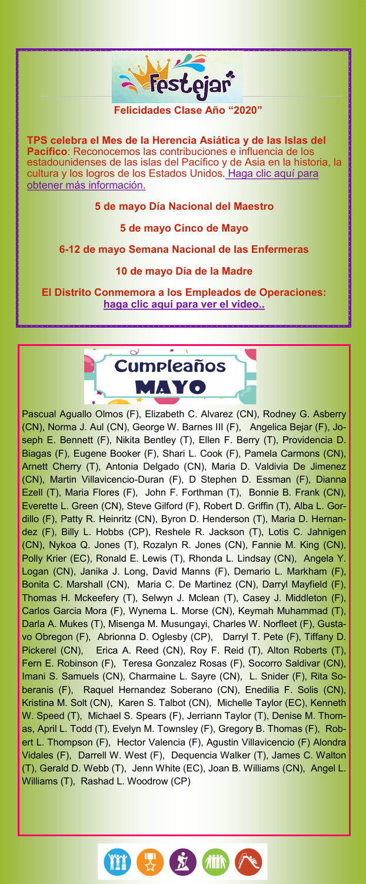# Festejar

**Felicidades Clase Año "2020"**

**TPS celebra el Mes de la Herencia Asiática y de las Islas del Pacífico**: Reconocemos las contribuciones e influencia de los estadounidenses de las islas del Pacífico y de Asia en la historia, la cultura y los logros de los Estados Unidos. Haga clic aquí para obtener más información.

**5 de mayo Día Nacional del Maestro**

**5 de mayo Cinco de Mayo**

**6-12 de mayo Semana Nacional de las Enfermeras**

**10 de mayo Día de la Madre**

**El Distrito Conmemora a los Empleados de Operaciones: haga clic aquí para ver el video..**

## Cumpleaños MAYO

Pascual Aguallo Olmos (F), Elizabeth C. Alvarez (CN), Rodney G. Asberry (CN), Norma J. Aul (CN), George W. Barnes III (F), Angelica Bejar (F), Joseph E. Bennett (F), Nikita Bentley (T), Ellen F. Berry (T), Providencia D. Biagas (F), Eugene Booker (F), Shari L. Cook (F), Pamela Carmons (CN), Arnett Cherry (T), Antonia Delgado (CN), Maria D. Valdivia De Jimenez (CN), Martin Villavicencio-Duran (F), D Stephen D. Essman (F), Dianna Ezell (T), Maria Flores (F), John F. Forthman (T), Bonnie B. Frank (CN), Everette L. Green (CN), Steve Gilford (F), Robert D. Griffin (T), Alba L. Gordillo (F), Patty R. Heinritz (CN), Byron D. Henderson (T), Maria D. Hernandez (F), Billy L. Hobbs (CP), Reshele R. Jackson (T), Lotis C. Jahnigen (CN), Nykoa Q. Jones (T), Rozalyn R. Jones (CN), Fannie M. King (CN), Polly Krier (EC), Ronald E. Lewis (T), Rhonda L. Lindsay (CN), Angela Y. Logan (CN), Janika J. Long, David Manns (F), Demario L. Markham (F), Bonita C. Marshall (CN), Maria C. De Martinez (CN), Darryl Mayfield (F), Thomas H. Mckeefery (T), Selwyn J. Mclean (T), Casey J. Middleton (F), Carlos Garcia Mora (F), Wynema L. Morse (CN), Keymah Muhammad (T), Darla A. Mukes (T), Misenga M. Musungayi, Charles W. Norfleet (F), Gustavo Obregon (F), Abrionna D. Oglesby (CP), Darryl T. Pete (F), Tiffany D. Pickerel (CN), Erica A. Reed (CN), Roy F. Reid (T), Alton Roberts (T), Fern E. Robinson (F), Teresa Gonzalez Rosas (F), Socorro Saldivar (CN), Imani S. Samuels (CN), Charmaine L. Sayre (CN), L. Snider (F), Rita Soberanis (F), Raquel Hernandez Soberano (CN), Enedilia F. Solis (CN), Kristina M. Solt (CN), Karen S. Talbot (CN), Michelle Taylor (EC), Kenneth W. Speed (T), Michael S. Spears (F), Jerriann Taylor (T), Denise M. Thomas, April L. Todd (T), Evelyn M. Townsley (F), Gregory B. Thomas (F), Robert L. Thompson (F), Hector Valencia (F), Agustin Villavicencio (F) Alondra Vidales (F), Darrell W. West (F), Dequencia Walker (T), James C. Walton (T), Gerald D. Webb (T), Jenn White (EC), Joan B. Williams (CN), Angel L. Williams (T), Rashad L. Woodrow (CP)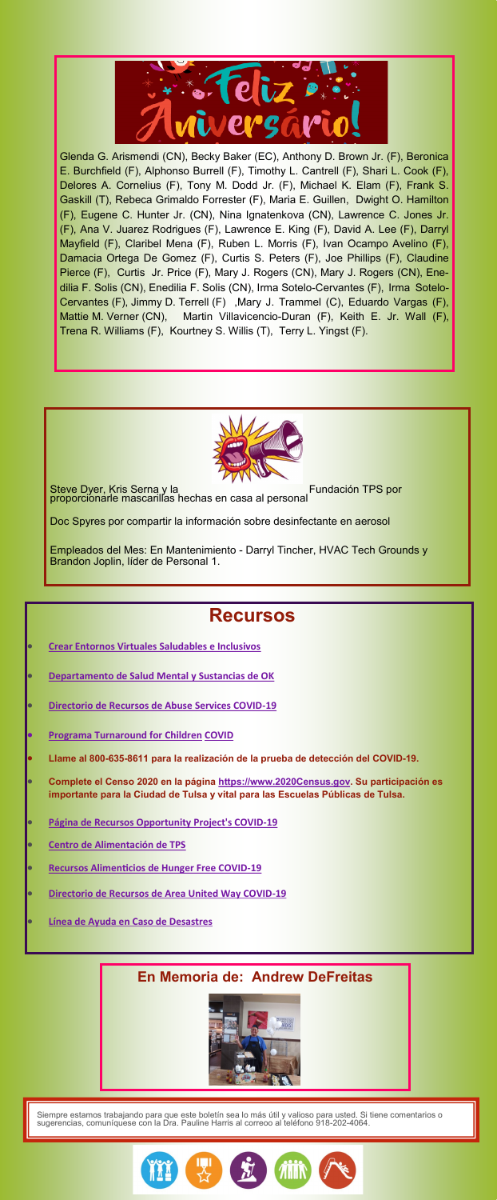# Feliz Aniversário!

Glenda G. Arismendi (CN), Becky Baker (EC), Anthony D. Brown Jr. (F), Beronica E. Burchfield (F), Alphonso Burrell (F), Timothy L. Cantrell (F), Shari L. Cook (F), Delores A. Cornelius (F), Tony M. Dodd Jr. (F), Michael K. Elam (F), Frank S. Gaskill (T), Rebeca Grimaldo Forrester (F), Maria E. Guillen, Dwight O. Hamilton (F), Eugene C. Hunter Jr. (CN), Nina Ignatenkova (CN), Lawrence C. Jones Jr. (F), Ana V. Juarez Rodrigues (F), Lawrence E. King (F), David A. Lee (F), Darryl Mayfield (F), Claribel Mena (F), Ruben L. Morris (F), Ivan Ocampo Avelino (F), Damacia Ortega De Gomez (F), Curtis S. Peters (F), Joe Phillips (F), Claudine Pierce (F), Curtis Jr. Price (F), Mary J. Rogers (CN), Mary J. Rogers (CN), Enedilia F. Solis (CN), Enedilia F. Solis (CN), Irma Sotelo-Cervantes (F), Irma Sotelo-Cervantes (F), Jimmy D. Terrell (F) ,Mary J. Trammel (C), Eduardo Vargas (F), Mattie M. Verner (CN), Martin Villavicencio-Duran (F), Keith E. Jr. Wall (F), Trena R. Williams (F), Kourtney S. Willis (T), Terry L. Yingst (F).

Steve Dyer, Kris Serna y la Fundación TPS por proporcionarle mascarillas hechas en casa al personal

Doc Spyres por compartir la información sobre desinfectante en aerosol

Empleados del Mes: En Mantenimiento - Darryl Tincher, HVAC Tech Grounds y Brandon Joplin, líder de Personal 1.

## Recursos

- Crear Entornos Virtuales Saludables e Inclusivos
- Departamento de Salud Mental y Sustancias de OK
- Directorio de Recursos de Abuse Services COVID-19
- Programa Turnaround for Children COVID
- **Llame al 800-635-8611 para la realización de la prueba de detección del COVID-19.**
- **Complete el Censo 2020 en la página https://www.2020Census.gov. Su participación es importante para la Ciudad de Tulsa y vital para las Escuelas Públicas de Tulsa.**
- Página de Recursos Opportunity Project's COVID-19
- Centro de Alimentación de TPS
- Recursos Alimenticios de Hunger Free COVID-19
- Directorio de Recursos de Area United Way COVID-19
- Línea de Ayuda en Caso de Desastres

## En Memoria de: Andrew DeFreitas

Siempre estamos trabajando para que este boletín sea lo más útil y valioso para usted. Si tiene comentarios o sugerencias, comuníquese con la Dra. Pauline Harris al correo al teléfono 918-202-4064.